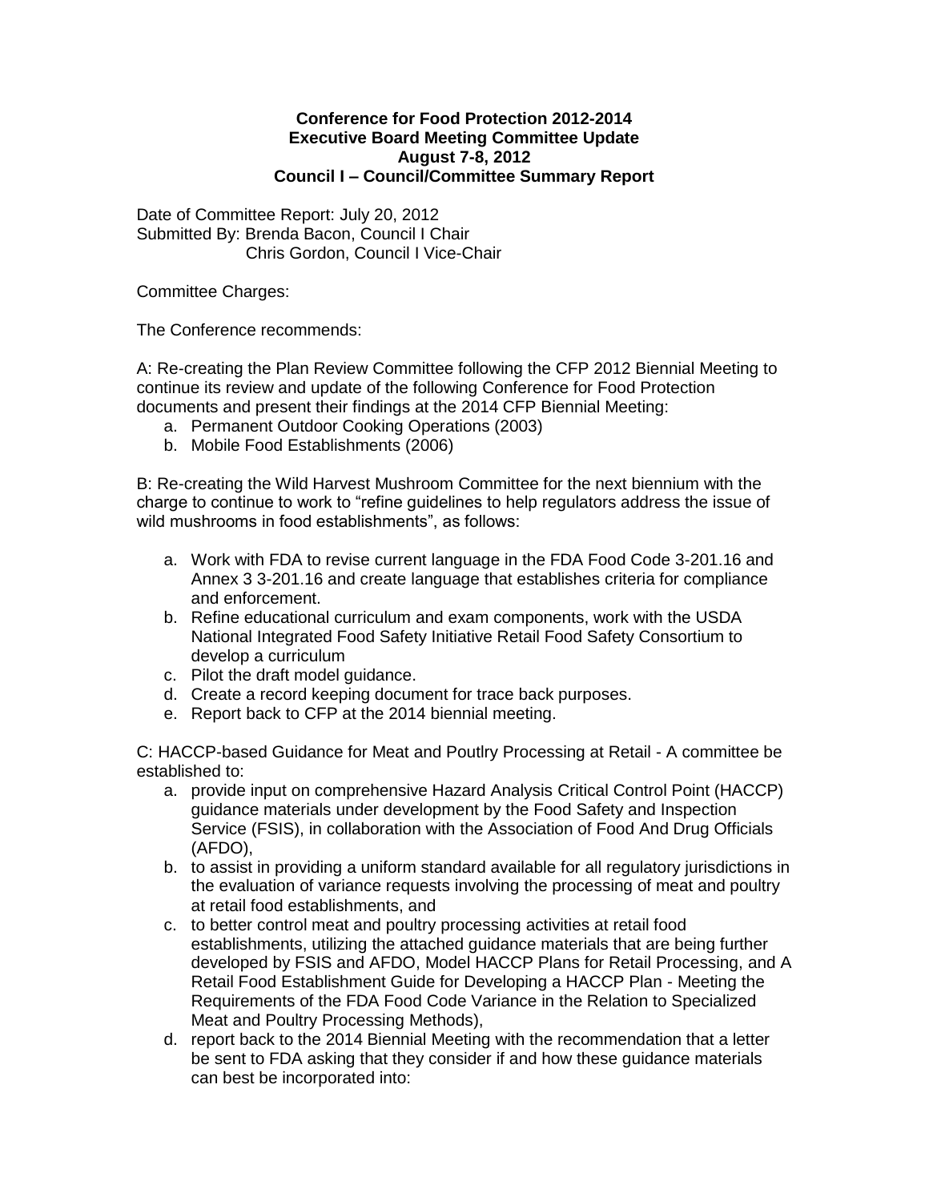**Conference for Food Protection 2012-2014**
**Executive Board Meeting Committee Update**
**August 7-8, 2012**
**Council I – Council/Committee Summary Report**

Date of Committee Report: July 20, 2012
Submitted By: Brenda Bacon, Council I Chair
Chris Gordon, Council I Vice-Chair

Committee Charges:

The Conference recommends:

A: Re-creating the Plan Review Committee following the CFP 2012 Biennial Meeting to continue its review and update of the following Conference for Food Protection documents and present their findings at the 2014 CFP Biennial Meeting:

a. Permanent Outdoor Cooking Operations (2003)
b. Mobile Food Establishments (2006)

B: Re-creating the Wild Harvest Mushroom Committee for the next biennium with the charge to continue to work to "refine guidelines to help regulators address the issue of wild mushrooms in food establishments", as follows:

a. Work with FDA to revise current language in the FDA Food Code 3-201.16 and Annex 3 3-201.16 and create language that establishes criteria for compliance and enforcement.
b. Refine educational curriculum and exam components, work with the USDA National Integrated Food Safety Initiative Retail Food Safety Consortium to develop a curriculum
c. Pilot the draft model guidance.
d. Create a record keeping document for trace back purposes.
e. Report back to CFP at the 2014 biennial meeting.

C: HACCP-based Guidance for Meat and Poutlry Processing at Retail - A committee be established to:

a. provide input on comprehensive Hazard Analysis Critical Control Point (HACCP) guidance materials under development by the Food Safety and Inspection Service (FSIS), in collaboration with the Association of Food And Drug Officials (AFDO),
b. to assist in providing a uniform standard available for all regulatory jurisdictions in the evaluation of variance requests involving the processing of meat and poultry at retail food establishments, and
c. to better control meat and poultry processing activities at retail food establishments, utilizing the attached guidance materials that are being further developed by FSIS and AFDO, Model HACCP Plans for Retail Processing, and A Retail Food Establishment Guide for Developing a HACCP Plan - Meeting the Requirements of the FDA Food Code Variance in the Relation to Specialized Meat and Poultry Processing Methods),
d. report back to the 2014 Biennial Meeting with the recommendation that a letter be sent to FDA asking that they consider if and how these guidance materials can best be incorporated into: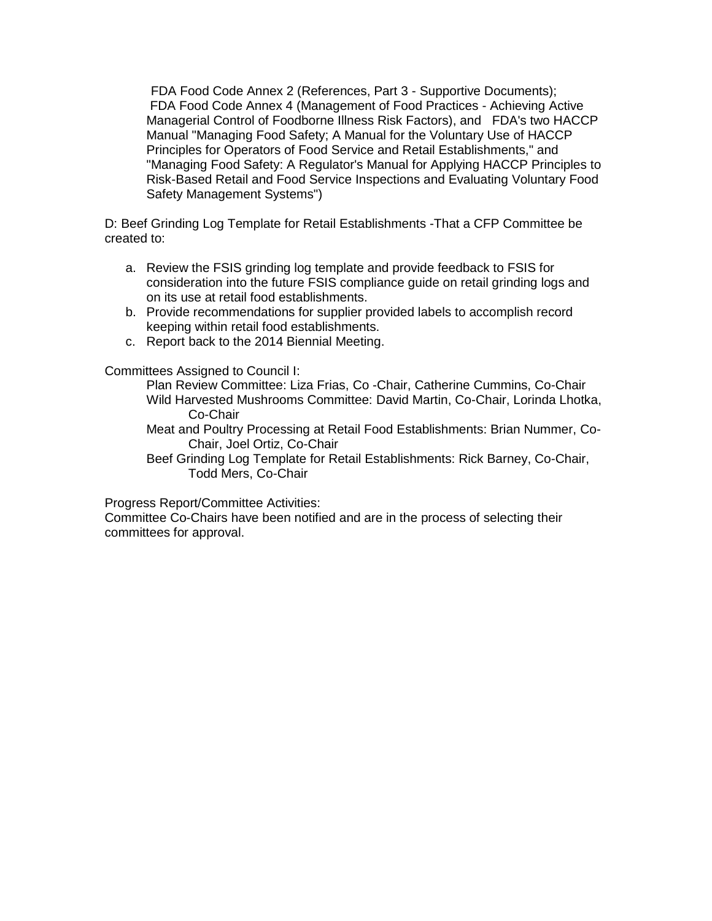FDA Food Code Annex 2 (References, Part 3 - Supportive Documents); FDA Food Code Annex 4 (Management of Food Practices - Achieving Active Managerial Control of Foodborne Illness Risk Factors), and FDA's two HACCP Manual "Managing Food Safety; A Manual for the Voluntary Use of HACCP Principles for Operators of Food Service and Retail Establishments," and "Managing Food Safety: A Regulator's Manual for Applying HACCP Principles to Risk-Based Retail and Food Service Inspections and Evaluating Voluntary Food Safety Management Systems")

D: Beef Grinding Log Template for Retail Establishments -That a CFP Committee be created to:

a. Review the FSIS grinding log template and provide feedback to FSIS for consideration into the future FSIS compliance guide on retail grinding logs and on its use at retail food establishments.
b. Provide recommendations for supplier provided labels to accomplish record keeping within retail food establishments.
c. Report back to the 2014 Biennial Meeting.

Committees Assigned to Council I:

- Plan Review Committee: Liza Frias, Co -Chair, Catherine Cummins, Co-Chair
- Wild Harvested Mushrooms Committee: David Martin, Co-Chair, Lorinda Lhotka, Co-Chair
- Meat and Poultry Processing at Retail Food Establishments: Brian Nummer, Co-Chair, Joel Ortiz, Co-Chair
- Beef Grinding Log Template for Retail Establishments: Rick Barney, Co-Chair, Todd Mers, Co-Chair

Progress Report/Committee Activities:
Committee Co-Chairs have been notified and are in the process of selecting their committees for approval.